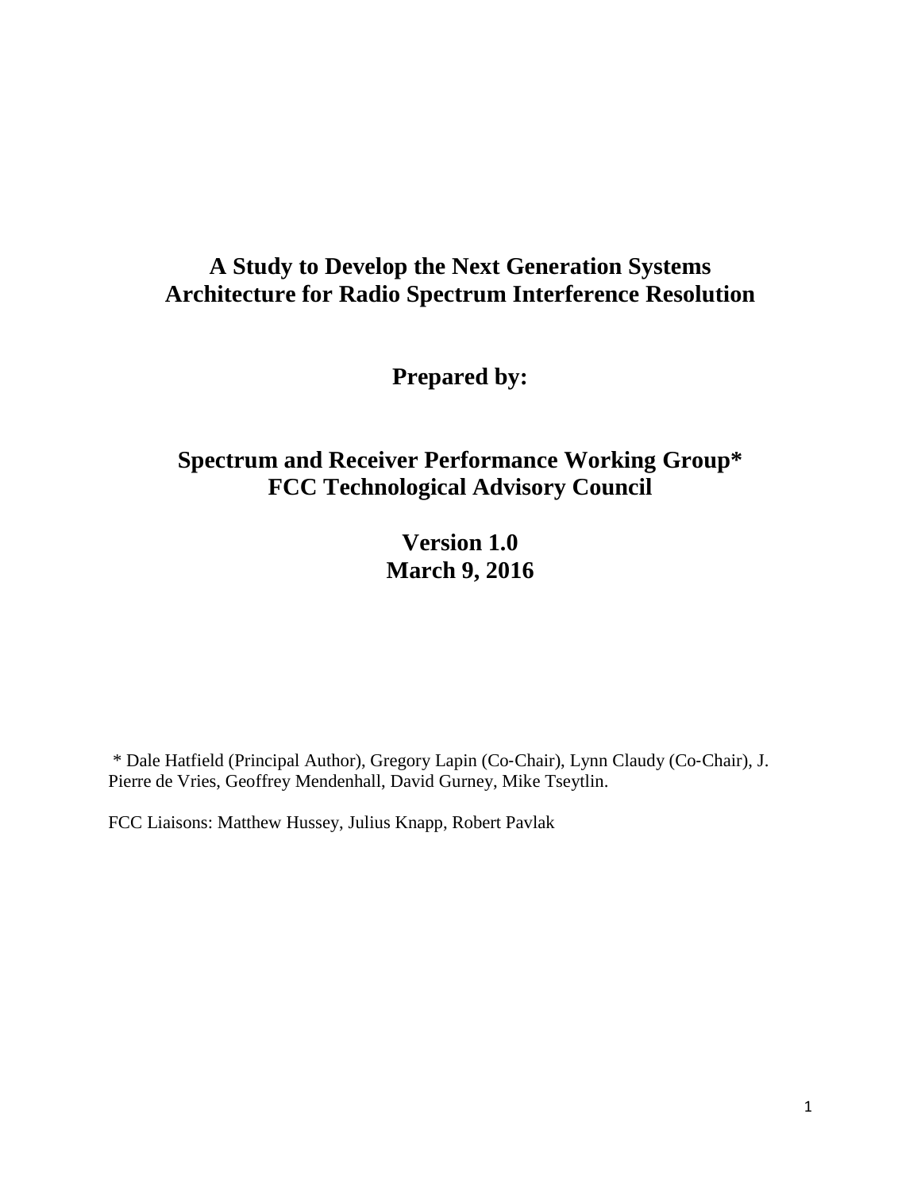# A Study to Develop the Next Generation Systems Architecture for Radio Spectrum Interference Resolution

## Prepared by:

## Spectrum and Receiver Performance Working Group* FCC Technological Advisory Council

## Version 1.0 March 9, 2016

* Dale Hatfield (Principal Author), Gregory Lapin (Co-Chair), Lynn Claudy (Co-Chair), J. Pierre de Vries, Geoffrey Mendenhall, David Gurney, Mike Tseytlin.

FCC Liaisons: Matthew Hussey, Julius Knapp, Robert Pavlak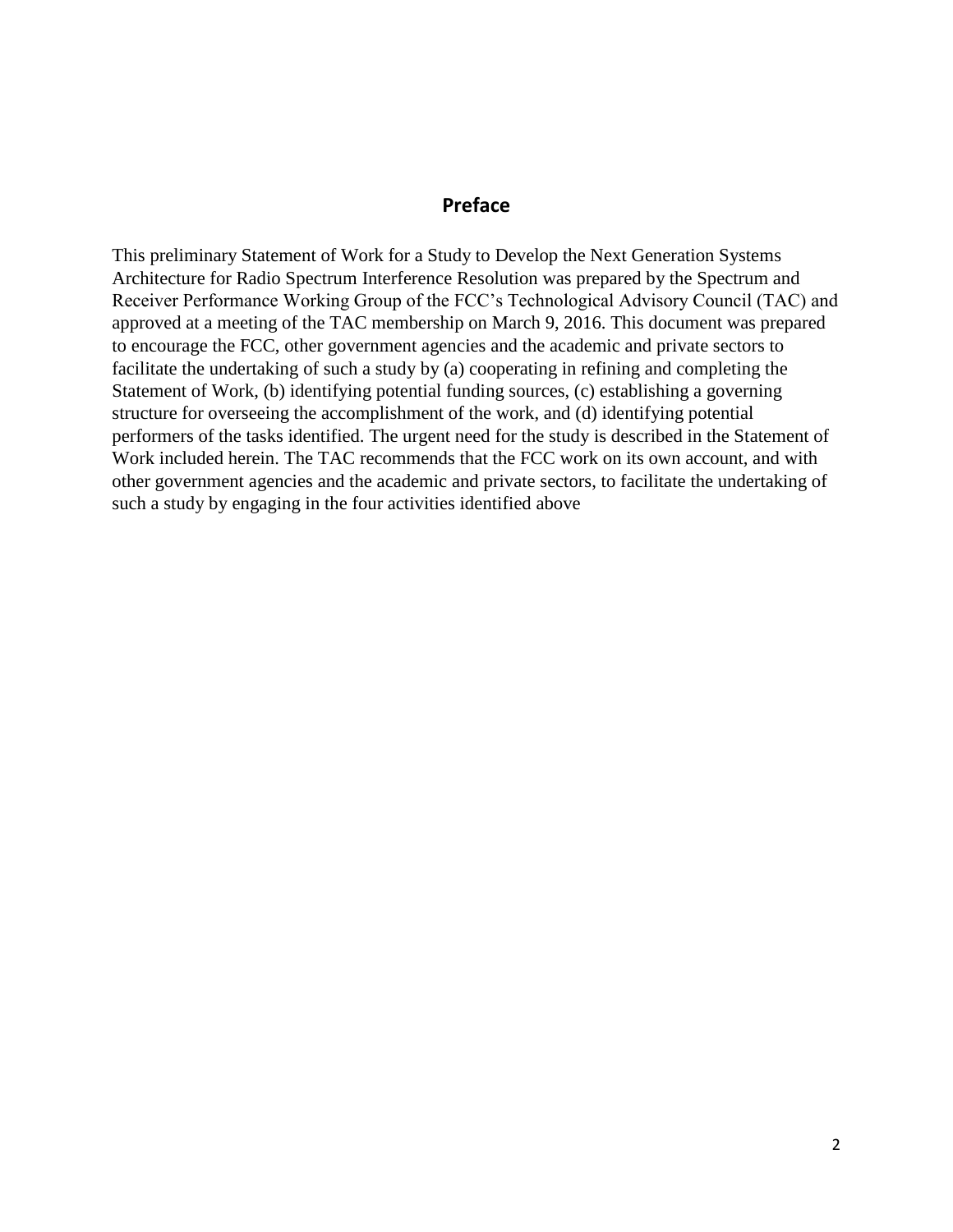## Preface

This preliminary Statement of Work for a Study to Develop the Next Generation Systems Architecture for Radio Spectrum Interference Resolution was prepared by the Spectrum and Receiver Performance Working Group of the FCC's Technological Advisory Council (TAC) and approved at a meeting of the TAC membership on March 9, 2016. This document was prepared to encourage the FCC, other government agencies and the academic and private sectors to facilitate the undertaking of such a study by (a) cooperating in refining and completing the Statement of Work, (b) identifying potential funding sources, (c) establishing a governing structure for overseeing the accomplishment of the work, and (d) identifying potential performers of the tasks identified. The urgent need for the study is described in the Statement of Work included herein. The TAC recommends that the FCC work on its own account, and with other government agencies and the academic and private sectors, to facilitate the undertaking of such a study by engaging in the four activities identified above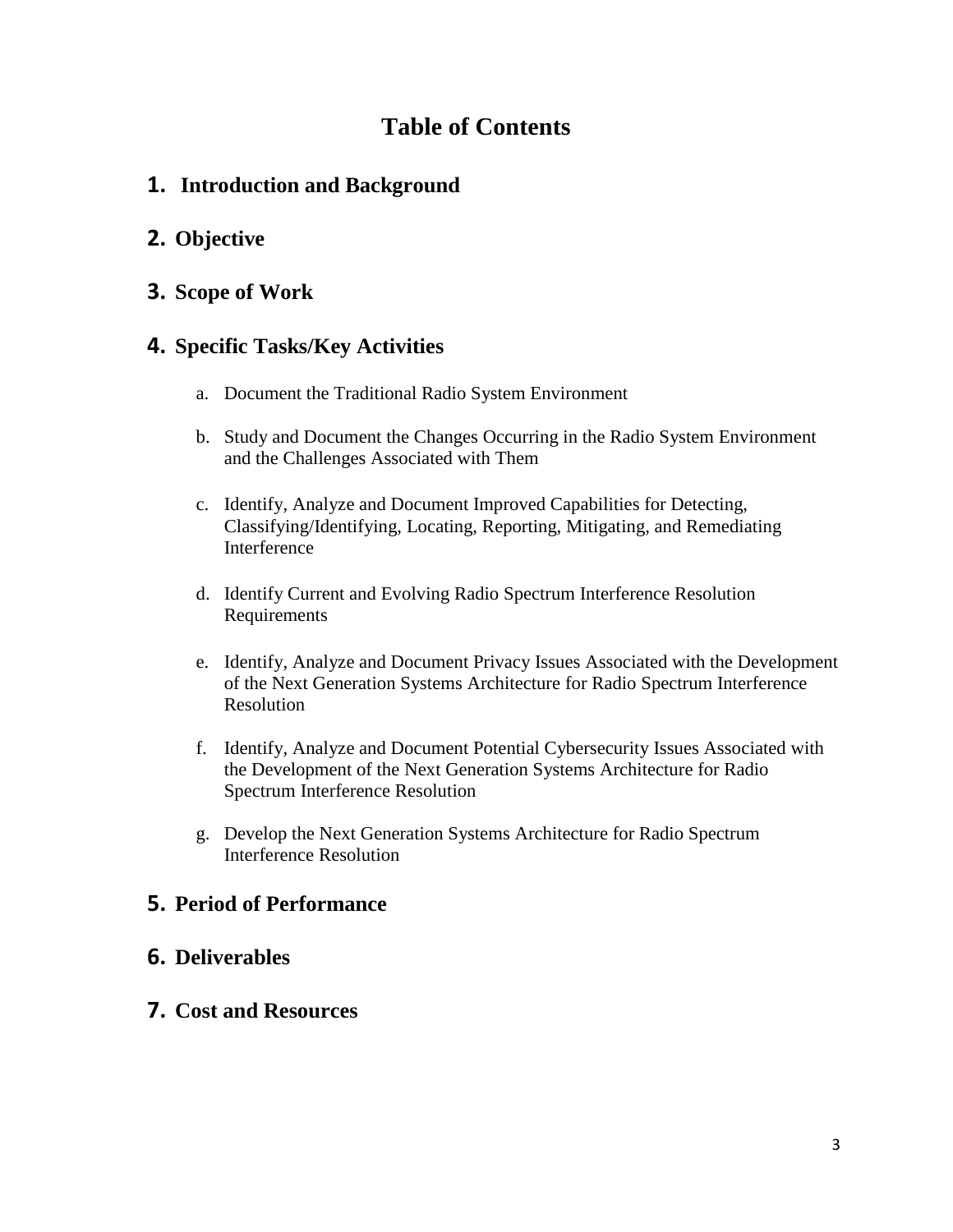# Table of Contents

1. **Introduction and Background**

2. **Objective**

3. **Scope of Work**

4. **Specific Tasks/Key Activities**

   a. Document the Traditional Radio System Environment

   b. Study and Document the Changes Occurring in the Radio System Environment and the Challenges Associated with Them

   c. Identify, Analyze and Document Improved Capabilities for Detecting, Classifying/Identifying, Locating, Reporting, Mitigating, and Remediating Interference

   d. Identify Current and Evolving Radio Spectrum Interference Resolution Requirements

   e. Identify, Analyze and Document Privacy Issues Associated with the Development of the Next Generation Systems Architecture for Radio Spectrum Interference Resolution

   f. Identify, Analyze and Document Potential Cybersecurity Issues Associated with the Development of the Next Generation Systems Architecture for Radio Spectrum Interference Resolution

   g. Develop the Next Generation Systems Architecture for Radio Spectrum Interference Resolution

5. **Period of Performance**

6. **Deliverables**

7. **Cost and Resources**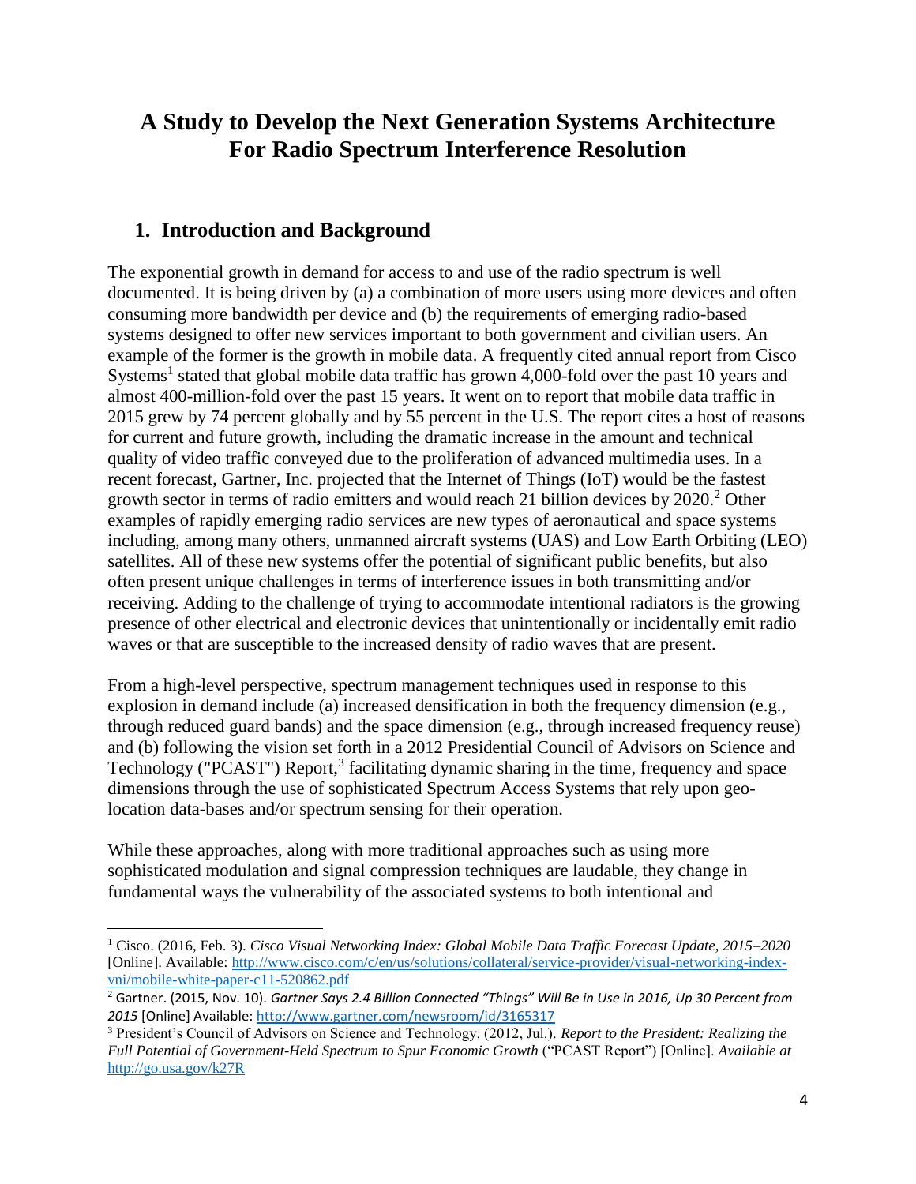# A Study to Develop the Next Generation Systems Architecture For Radio Spectrum Interference Resolution

## 1. Introduction and Background

The exponential growth in demand for access to and use of the radio spectrum is well documented. It is being driven by (a) a combination of more users using more devices and often consuming more bandwidth per device and (b) the requirements of emerging radio-based systems designed to offer new services important to both government and civilian users. An example of the former is the growth in mobile data. A frequently cited annual report from Cisco Systems[1] stated that global mobile data traffic has grown 4,000-fold over the past 10 years and almost 400-million-fold over the past 15 years. It went on to report that mobile data traffic in 2015 grew by 74 percent globally and by 55 percent in the U.S. The report cites a host of reasons for current and future growth, including the dramatic increase in the amount and technical quality of video traffic conveyed due to the proliferation of advanced multimedia uses. In a recent forecast, Gartner, Inc. projected that the Internet of Things (IoT) would be the fastest growth sector in terms of radio emitters and would reach 21 billion devices by 2020.[2] Other examples of rapidly emerging radio services are new types of aeronautical and space systems including, among many others, unmanned aircraft systems (UAS) and Low Earth Orbiting (LEO) satellites. All of these new systems offer the potential of significant public benefits, but also often present unique challenges in terms of interference issues in both transmitting and/or receiving. Adding to the challenge of trying to accommodate intentional radiators is the growing presence of other electrical and electronic devices that unintentionally or incidentally emit radio waves or that are susceptible to the increased density of radio waves that are present.

From a high-level perspective, spectrum management techniques used in response to this explosion in demand include (a) increased densification in both the frequency dimension (e.g., through reduced guard bands) and the space dimension (e.g., through increased frequency reuse) and (b) following the vision set forth in a 2012 Presidential Council of Advisors on Science and Technology ("PCAST") Report,[3] facilitating dynamic sharing in the time, frequency and space dimensions through the use of sophisticated Spectrum Access Systems that rely upon geo-location data-bases and/or spectrum sensing for their operation.

While these approaches, along with more traditional approaches such as using more sophisticated modulation and signal compression techniques are laudable, they change in fundamental ways the vulnerability of the associated systems to both intentional and

---

[1] Cisco. (2016, Feb. 3). *Cisco Visual Networking Index: Global Mobile Data Traffic Forecast Update, 2015–2020* [Online]. Available: http://www.cisco.com/c/en/us/solutions/collateral/service-provider/visual-networking-index-vni/mobile-white-paper-c11-520862.pdf

[2] Gartner. (2015, Nov. 10). *Gartner Says 2.4 Billion Connected "Things" Will Be in Use in 2016, Up 30 Percent from 2015* [Online] Available: http://www.gartner.com/newsroom/id/3165317

[3] President's Council of Advisors on Science and Technology. (2012, Jul.). *Report to the President: Realizing the Full Potential of Government-Held Spectrum to Spur Economic Growth* ("PCAST Report") [Online]. *Available at* http://go.usa.gov/k27R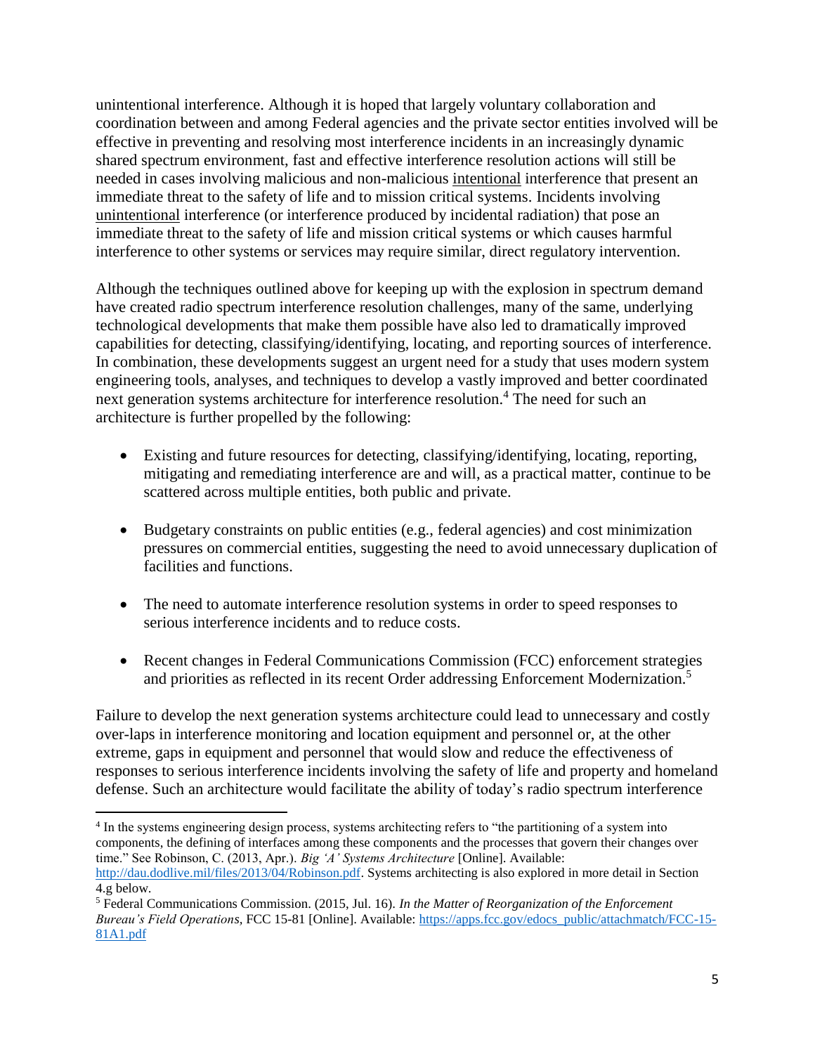unintentional interference. Although it is hoped that largely voluntary collaboration and coordination between and among Federal agencies and the private sector entities involved will be effective in preventing and resolving most interference incidents in an increasingly dynamic shared spectrum environment, fast and effective interference resolution actions will still be needed in cases involving malicious and non-malicious <u>intentional</u> interference that present an immediate threat to the safety of life and to mission critical systems. Incidents involving <u>unintentional</u> interference (or interference produced by incidental radiation) that pose an immediate threat to the safety of life and mission critical systems or which causes harmful interference to other systems or services may require similar, direct regulatory intervention.

Although the techniques outlined above for keeping up with the explosion in spectrum demand have created radio spectrum interference resolution challenges, many of the same, underlying technological developments that make them possible have also led to dramatically improved capabilities for detecting, classifying/identifying, locating, and reporting sources of interference. In combination, these developments suggest an urgent need for a study that uses modern system engineering tools, analyses, and techniques to develop a vastly improved and better coordinated next generation systems architecture for interference resolution.[4] The need for such an architecture is further propelled by the following:

- Existing and future resources for detecting, classifying/identifying, locating, reporting, mitigating and remediating interference are and will, as a practical matter, continue to be scattered across multiple entities, both public and private.
- Budgetary constraints on public entities (e.g., federal agencies) and cost minimization pressures on commercial entities, suggesting the need to avoid unnecessary duplication of facilities and functions.
- The need to automate interference resolution systems in order to speed responses to serious interference incidents and to reduce costs.
- Recent changes in Federal Communications Commission (FCC) enforcement strategies and priorities as reflected in its recent Order addressing Enforcement Modernization.[5]

Failure to develop the next generation systems architecture could lead to unnecessary and costly over-laps in interference monitoring and location equipment and personnel or, at the other extreme, gaps in equipment and personnel that would slow and reduce the effectiveness of responses to serious interference incidents involving the safety of life and property and homeland defense. Such an architecture would facilitate the ability of today's radio spectrum interference

---

[4] In the systems engineering design process, systems architecting refers to "the partitioning of a system into components, the defining of interfaces among these components and the processes that govern their changes over time." See Robinson, C. (2013, Apr.). *Big 'A' Systems Architecture* [Online]. Available: http://dau.dodlive.mil/files/2013/04/Robinson.pdf. Systems architecting is also explored in more detail in Section 4.g below.

[5] Federal Communications Commission. (2015, Jul. 16). *In the Matter of Reorganization of the Enforcement Bureau's Field Operations,* FCC 15-81 [Online]. Available: https://apps.fcc.gov/edocs_public/attachmatch/FCC-15-81A1.pdf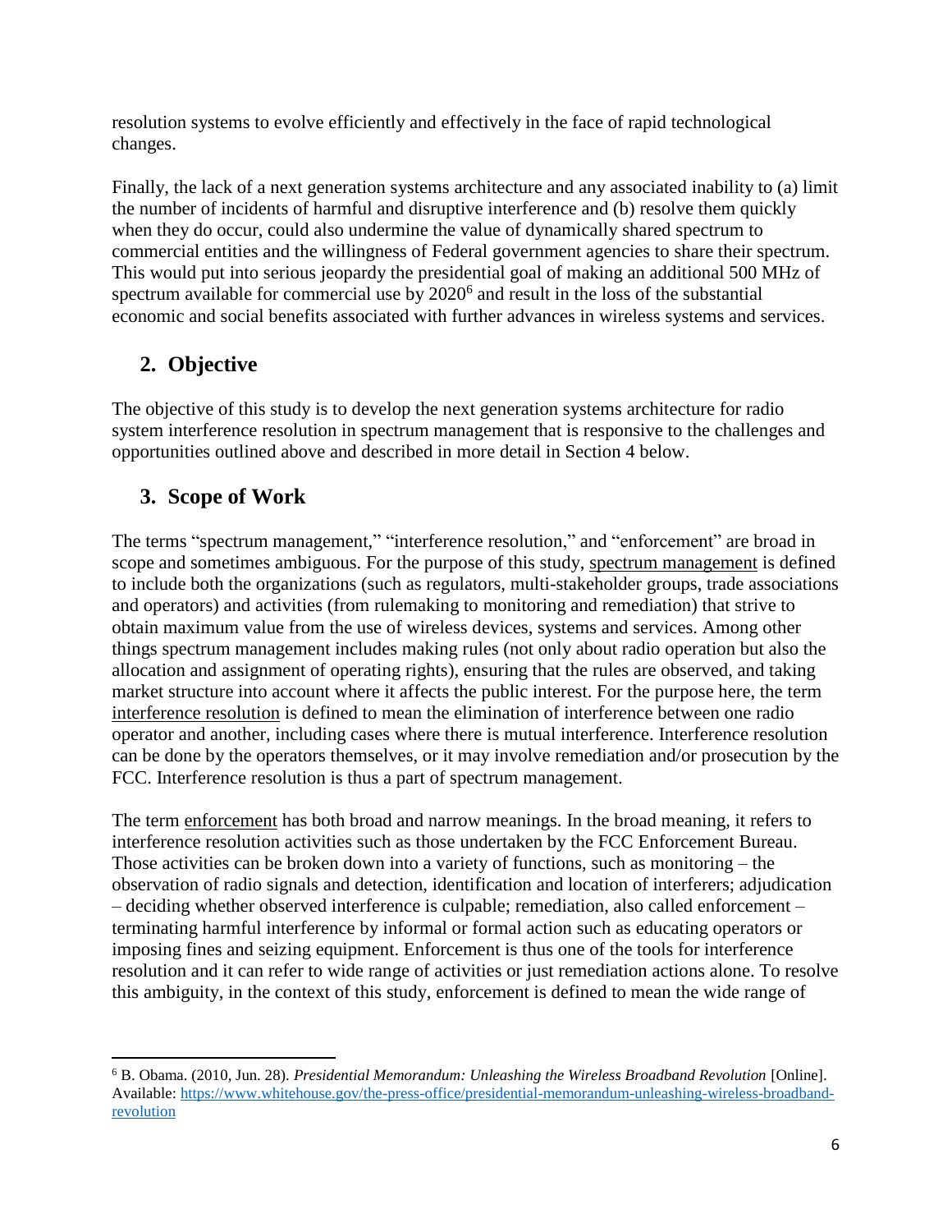resolution systems to evolve efficiently and effectively in the face of rapid technological changes.

Finally, the lack of a next generation systems architecture and any associated inability to (a) limit the number of incidents of harmful and disruptive interference and (b) resolve them quickly when they do occur, could also undermine the value of dynamically shared spectrum to commercial entities and the willingness of Federal government agencies to share their spectrum. This would put into serious jeopardy the presidential goal of making an additional 500 MHz of spectrum available for commercial use by 2020[6] and result in the loss of the substantial economic and social benefits associated with further advances in wireless systems and services.

## 2. Objective

The objective of this study is to develop the next generation systems architecture for radio system interference resolution in spectrum management that is responsive to the challenges and opportunities outlined above and described in more detail in Section 4 below.

## 3. Scope of Work

The terms "spectrum management," "interference resolution," and "enforcement" are broad in scope and sometimes ambiguous. For the purpose of this study, spectrum management is defined to include both the organizations (such as regulators, multi-stakeholder groups, trade associations and operators) and activities (from rulemaking to monitoring and remediation) that strive to obtain maximum value from the use of wireless devices, systems and services. Among other things spectrum management includes making rules (not only about radio operation but also the allocation and assignment of operating rights), ensuring that the rules are observed, and taking market structure into account where it affects the public interest. For the purpose here, the term interference resolution is defined to mean the elimination of interference between one radio operator and another, including cases where there is mutual interference. Interference resolution can be done by the operators themselves, or it may involve remediation and/or prosecution by the FCC. Interference resolution is thus a part of spectrum management.

The term enforcement has both broad and narrow meanings. In the broad meaning, it refers to interference resolution activities such as those undertaken by the FCC Enforcement Bureau. Those activities can be broken down into a variety of functions, such as monitoring – the observation of radio signals and detection, identification and location of interferers; adjudication – deciding whether observed interference is culpable; remediation, also called enforcement – terminating harmful interference by informal or formal action such as educating operators or imposing fines and seizing equipment. Enforcement is thus one of the tools for interference resolution and it can refer to wide range of activities or just remediation actions alone. To resolve this ambiguity, in the context of this study, enforcement is defined to mean the wide range of

---

[6] B. Obama. (2010, Jun. 28). *Presidential Memorandum: Unleashing the Wireless Broadband Revolution* [Online]. Available: https://www.whitehouse.gov/the-press-office/presidential-memorandum-unleashing-wireless-broadband-revolution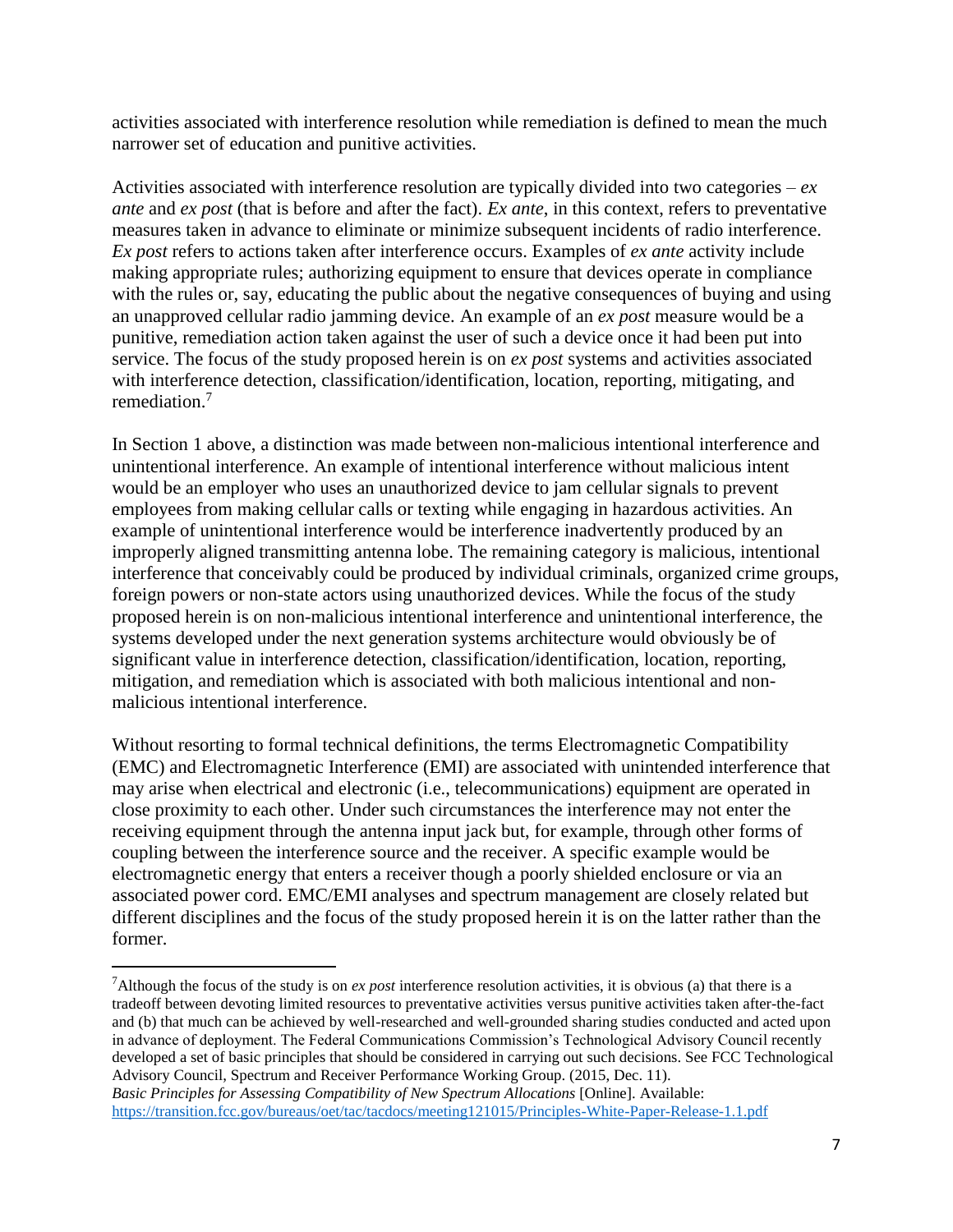activities associated with interference resolution while remediation is defined to mean the much narrower set of education and punitive activities.

Activities associated with interference resolution are typically divided into two categories – *ex ante* and *ex post* (that is before and after the fact). *Ex ante*, in this context, refers to preventative measures taken in advance to eliminate or minimize subsequent incidents of radio interference. *Ex post* refers to actions taken after interference occurs. Examples of *ex ante* activity include making appropriate rules; authorizing equipment to ensure that devices operate in compliance with the rules or, say, educating the public about the negative consequences of buying and using an unapproved cellular radio jamming device. An example of an *ex post* measure would be a punitive, remediation action taken against the user of such a device once it had been put into service. The focus of the study proposed herein is on *ex post* systems and activities associated with interference detection, classification/identification, location, reporting, mitigating, and remediation.[7]

In Section 1 above, a distinction was made between non-malicious intentional interference and unintentional interference. An example of intentional interference without malicious intent would be an employer who uses an unauthorized device to jam cellular signals to prevent employees from making cellular calls or texting while engaging in hazardous activities. An example of unintentional interference would be interference inadvertently produced by an improperly aligned transmitting antenna lobe. The remaining category is malicious, intentional interference that conceivably could be produced by individual criminals, organized crime groups, foreign powers or non-state actors using unauthorized devices. While the focus of the study proposed herein is on non-malicious intentional interference and unintentional interference, the systems developed under the next generation systems architecture would obviously be of significant value in interference detection, classification/identification, location, reporting, mitigation, and remediation which is associated with both malicious intentional and non-malicious intentional interference.

Without resorting to formal technical definitions, the terms Electromagnetic Compatibility (EMC) and Electromagnetic Interference (EMI) are associated with unintended interference that may arise when electrical and electronic (i.e., telecommunications) equipment are operated in close proximity to each other. Under such circumstances the interference may not enter the receiving equipment through the antenna input jack but, for example, through other forms of coupling between the interference source and the receiver. A specific example would be electromagnetic energy that enters a receiver though a poorly shielded enclosure or via an associated power cord. EMC/EMI analyses and spectrum management are closely related but different disciplines and the focus of the study proposed herein it is on the latter rather than the former.

---

[7] Although the focus of the study is on *ex post* interference resolution activities, it is obvious (a) that there is a tradeoff between devoting limited resources to preventative activities versus punitive activities taken after-the-fact and (b) that much can be achieved by well-researched and well-grounded sharing studies conducted and acted upon in advance of deployment. The Federal Communications Commission's Technological Advisory Council recently developed a set of basic principles that should be considered in carrying out such decisions. See FCC Technological Advisory Council, Spectrum and Receiver Performance Working Group. (2015, Dec. 11). *Basic Principles for Assessing Compatibility of New Spectrum Allocations* [Online]. Available: https://transition.fcc.gov/bureaus/oet/tac/tacdocs/meeting121015/Principles-White-Paper-Release-1.1.pdf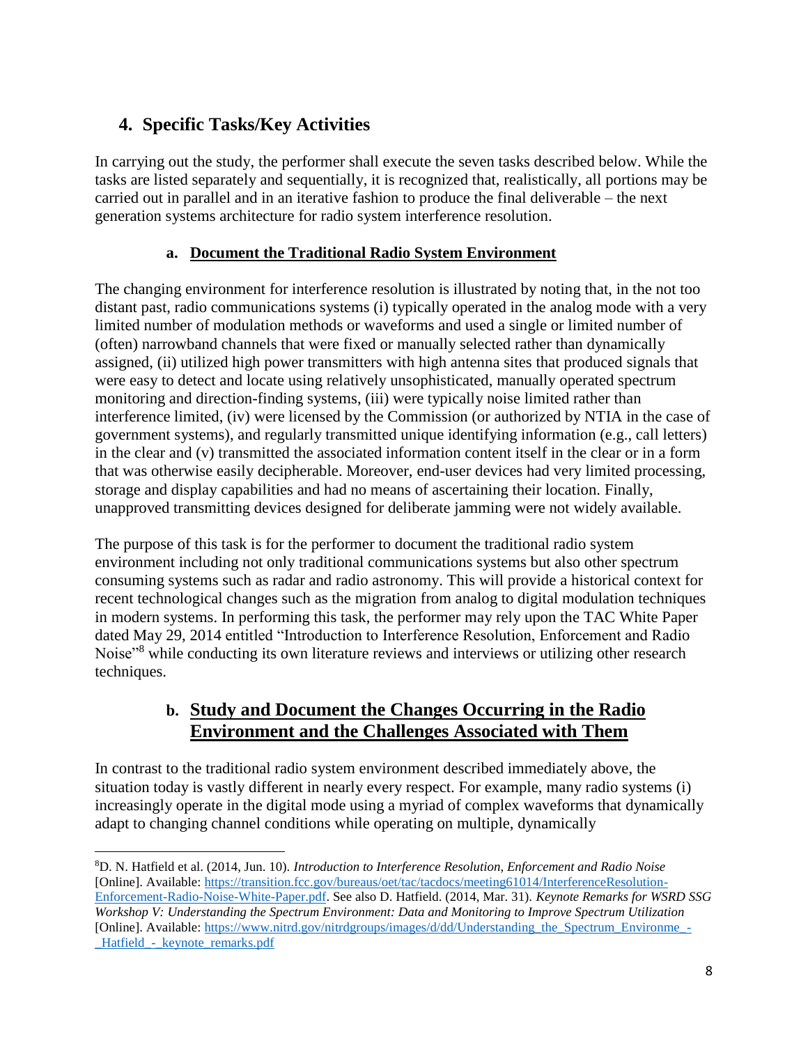## 4. Specific Tasks/Key Activities

In carrying out the study, the performer shall execute the seven tasks described below. While the tasks are listed separately and sequentially, it is recognized that, realistically, all portions may be carried out in parallel and in an iterative fashion to produce the final deliverable – the next generation systems architecture for radio system interference resolution.

### a. Document the Traditional Radio System Environment

The changing environment for interference resolution is illustrated by noting that, in the not too distant past, radio communications systems (i) typically operated in the analog mode with a very limited number of modulation methods or waveforms and used a single or limited number of (often) narrowband channels that were fixed or manually selected rather than dynamically assigned, (ii) utilized high power transmitters with high antenna sites that produced signals that were easy to detect and locate using relatively unsophisticated, manually operated spectrum monitoring and direction-finding systems, (iii) were typically noise limited rather than interference limited, (iv) were licensed by the Commission (or authorized by NTIA in the case of government systems), and regularly transmitted unique identifying information (e.g., call letters) in the clear and (v) transmitted the associated information content itself in the clear or in a form that was otherwise easily decipherable. Moreover, end-user devices had very limited processing, storage and display capabilities and had no means of ascertaining their location. Finally, unapproved transmitting devices designed for deliberate jamming were not widely available.

The purpose of this task is for the performer to document the traditional radio system environment including not only traditional communications systems but also other spectrum consuming systems such as radar and radio astronomy. This will provide a historical context for recent technological changes such as the migration from analog to digital modulation techniques in modern systems. In performing this task, the performer may rely upon the TAC White Paper dated May 29, 2014 entitled "Introduction to Interference Resolution, Enforcement and Radio Noise"[8] while conducting its own literature reviews and interviews or utilizing other research techniques.

### b. Study and Document the Changes Occurring in the Radio Environment and the Challenges Associated with Them

In contrast to the traditional radio system environment described immediately above, the situation today is vastly different in nearly every respect. For example, many radio systems (i) increasingly operate in the digital mode using a myriad of complex waveforms that dynamically adapt to changing channel conditions while operating on multiple, dynamically

---

[8] D. N. Hatfield et al. (2014, Jun. 10). *Introduction to Interference Resolution, Enforcement and Radio Noise* [Online]. Available: https://transition.fcc.gov/bureaus/oet/tac/tacdocs/meeting61014/InterferenceResolution-Enforcement-Radio-Noise-White-Paper.pdf. See also D. Hatfield. (2014, Mar. 31). *Keynote Remarks for WSRD SSG Workshop V: Understanding the Spectrum Environment: Data and Monitoring to Improve Spectrum Utilization* [Online]. Available: https://www.nitrd.gov/nitrdgroups/images/d/dd/Understanding_the_Spectrum_Environme_-_Hatfield_-_keynote_remarks.pdf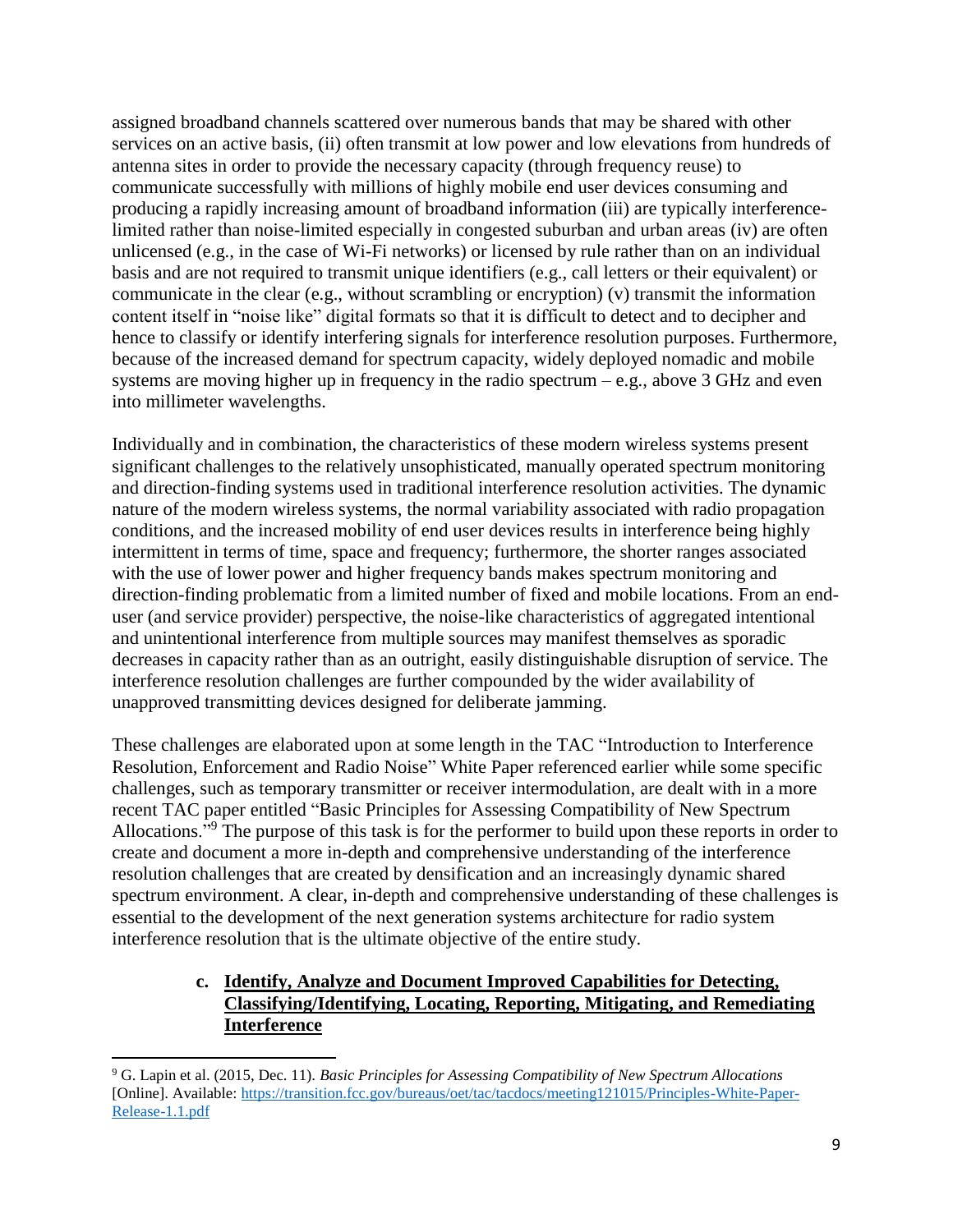assigned broadband channels scattered over numerous bands that may be shared with other services on an active basis, (ii) often transmit at low power and low elevations from hundreds of antenna sites in order to provide the necessary capacity (through frequency reuse) to communicate successfully with millions of highly mobile end user devices consuming and producing a rapidly increasing amount of broadband information (iii) are typically interference-limited rather than noise-limited especially in congested suburban and urban areas (iv) are often unlicensed (e.g., in the case of Wi-Fi networks) or licensed by rule rather than on an individual basis and are not required to transmit unique identifiers (e.g., call letters or their equivalent) or communicate in the clear (e.g., without scrambling or encryption) (v) transmit the information content itself in "noise like" digital formats so that it is difficult to detect and to decipher and hence to classify or identify interfering signals for interference resolution purposes. Furthermore, because of the increased demand for spectrum capacity, widely deployed nomadic and mobile systems are moving higher up in frequency in the radio spectrum – e.g., above 3 GHz and even into millimeter wavelengths.

Individually and in combination, the characteristics of these modern wireless systems present significant challenges to the relatively unsophisticated, manually operated spectrum monitoring and direction-finding systems used in traditional interference resolution activities. The dynamic nature of the modern wireless systems, the normal variability associated with radio propagation conditions, and the increased mobility of end user devices results in interference being highly intermittent in terms of time, space and frequency; furthermore, the shorter ranges associated with the use of lower power and higher frequency bands makes spectrum monitoring and direction-finding problematic from a limited number of fixed and mobile locations. From an end-user (and service provider) perspective, the noise-like characteristics of aggregated intentional and unintentional interference from multiple sources may manifest themselves as sporadic decreases in capacity rather than as an outright, easily distinguishable disruption of service. The interference resolution challenges are further compounded by the wider availability of unapproved transmitting devices designed for deliberate jamming.

These challenges are elaborated upon at some length in the TAC "Introduction to Interference Resolution, Enforcement and Radio Noise" White Paper referenced earlier while some specific challenges, such as temporary transmitter or receiver intermodulation, are dealt with in a more recent TAC paper entitled "Basic Principles for Assessing Compatibility of New Spectrum Allocations."[9] The purpose of this task is for the performer to build upon these reports in order to create and document a more in-depth and comprehensive understanding of the interference resolution challenges that are created by densification and an increasingly dynamic shared spectrum environment. A clear, in-depth and comprehensive understanding of these challenges is essential to the development of the next generation systems architecture for radio system interference resolution that is the ultimate objective of the entire study.

### c. Identify, Analyze and Document Improved Capabilities for Detecting, Classifying/Identifying, Locating, Reporting, Mitigating, and Remediating Interference

---

[9] G. Lapin et al. (2015, Dec. 11). *Basic Principles for Assessing Compatibility of New Spectrum Allocations* [Online]. Available: https://transition.fcc.gov/bureaus/oet/tac/tacdocs/meeting121015/Principles-White-Paper-Release-1.1.pdf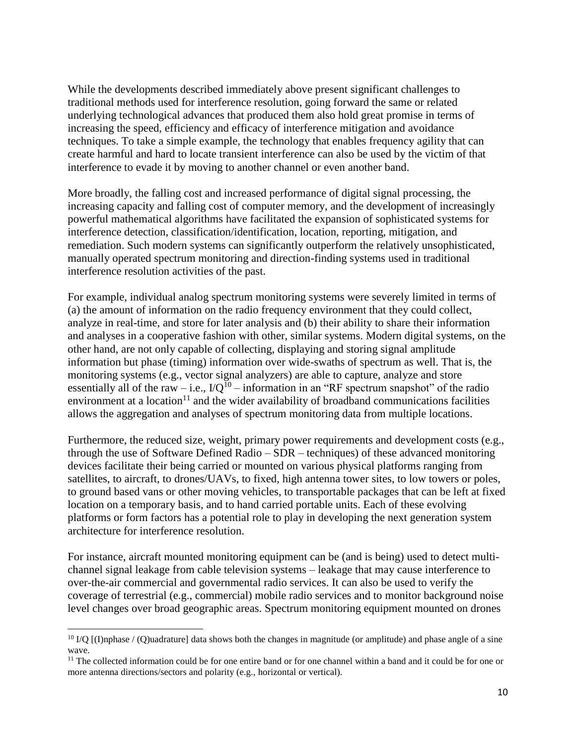While the developments described immediately above present significant challenges to traditional methods used for interference resolution, going forward the same or related underlying technological advances that produced them also hold great promise in terms of increasing the speed, efficiency and efficacy of interference mitigation and avoidance techniques. To take a simple example, the technology that enables frequency agility that can create harmful and hard to locate transient interference can also be used by the victim of that interference to evade it by moving to another channel or even another band.

More broadly, the falling cost and increased performance of digital signal processing, the increasing capacity and falling cost of computer memory, and the development of increasingly powerful mathematical algorithms have facilitated the expansion of sophisticated systems for interference detection, classification/identification, location, reporting, mitigation, and remediation. Such modern systems can significantly outperform the relatively unsophisticated, manually operated spectrum monitoring and direction-finding systems used in traditional interference resolution activities of the past.

For example, individual analog spectrum monitoring systems were severely limited in terms of (a) the amount of information on the radio frequency environment that they could collect, analyze in real-time, and store for later analysis and (b) their ability to share their information and analyses in a cooperative fashion with other, similar systems. Modern digital systems, on the other hand, are not only capable of collecting, displaying and storing signal amplitude information but phase (timing) information over wide-swaths of spectrum as well. That is, the monitoring systems (e.g., vector signal analyzers) are able to capture, analyze and store essentially all of the raw – i.e., I/Q[10] – information in an "RF spectrum snapshot" of the radio environment at a location[11] and the wider availability of broadband communications facilities allows the aggregation and analyses of spectrum monitoring data from multiple locations.

Furthermore, the reduced size, weight, primary power requirements and development costs (e.g., through the use of Software Defined Radio – SDR – techniques) of these advanced monitoring devices facilitate their being carried or mounted on various physical platforms ranging from satellites, to aircraft, to drones/UAVs, to fixed, high antenna tower sites, to low towers or poles, to ground based vans or other moving vehicles, to transportable packages that can be left at fixed location on a temporary basis, and to hand carried portable units. Each of these evolving platforms or form factors has a potential role to play in developing the next generation system architecture for interference resolution.

For instance, aircraft mounted monitoring equipment can be (and is being) used to detect multi-channel signal leakage from cable television systems – leakage that may cause interference to over-the-air commercial and governmental radio services. It can also be used to verify the coverage of terrestrial (e.g., commercial) mobile radio services and to monitor background noise level changes over broad geographic areas. Spectrum monitoring equipment mounted on drones

---

[10] I/Q [(I)nphase / (Q)uadrature] data shows both the changes in magnitude (or amplitude) and phase angle of a sine wave.

[11] The collected information could be for one entire band or for one channel within a band and it could be for one or more antenna directions/sectors and polarity (e.g., horizontal or vertical).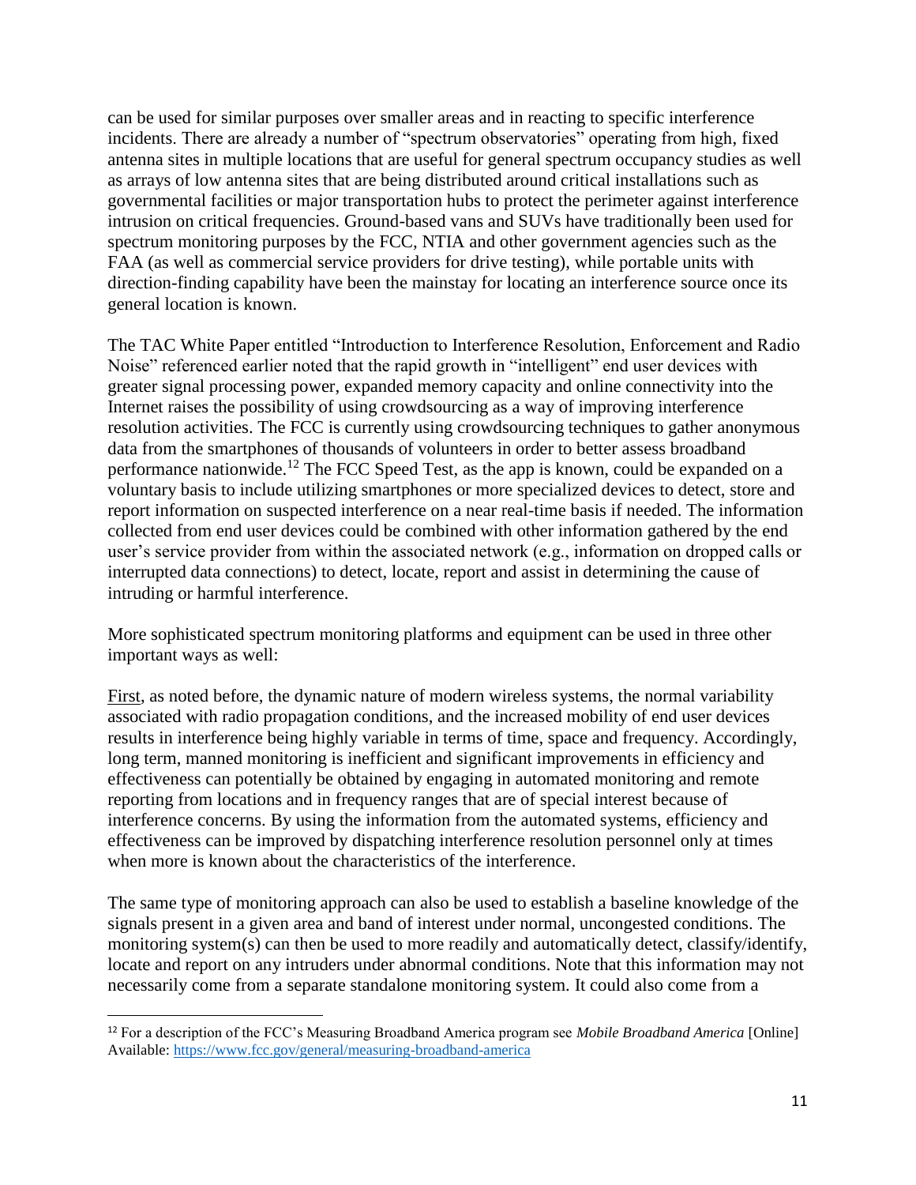can be used for similar purposes over smaller areas and in reacting to specific interference incidents. There are already a number of "spectrum observatories" operating from high, fixed antenna sites in multiple locations that are useful for general spectrum occupancy studies as well as arrays of low antenna sites that are being distributed around critical installations such as governmental facilities or major transportation hubs to protect the perimeter against interference intrusion on critical frequencies. Ground-based vans and SUVs have traditionally been used for spectrum monitoring purposes by the FCC, NTIA and other government agencies such as the FAA (as well as commercial service providers for drive testing), while portable units with direction-finding capability have been the mainstay for locating an interference source once its general location is known.

The TAC White Paper entitled "Introduction to Interference Resolution, Enforcement and Radio Noise" referenced earlier noted that the rapid growth in "intelligent" end user devices with greater signal processing power, expanded memory capacity and online connectivity into the Internet raises the possibility of using crowdsourcing as a way of improving interference resolution activities. The FCC is currently using crowdsourcing techniques to gather anonymous data from the smartphones of thousands of volunteers in order to better assess broadband performance nationwide.[12] The FCC Speed Test, as the app is known, could be expanded on a voluntary basis to include utilizing smartphones or more specialized devices to detect, store and report information on suspected interference on a near real-time basis if needed. The information collected from end user devices could be combined with other information gathered by the end user's service provider from within the associated network (e.g., information on dropped calls or interrupted data connections) to detect, locate, report and assist in determining the cause of intruding or harmful interference.

More sophisticated spectrum monitoring platforms and equipment can be used in three other important ways as well:

<u>First</u>, as noted before, the dynamic nature of modern wireless systems, the normal variability associated with radio propagation conditions, and the increased mobility of end user devices results in interference being highly variable in terms of time, space and frequency. Accordingly, long term, manned monitoring is inefficient and significant improvements in efficiency and effectiveness can potentially be obtained by engaging in automated monitoring and remote reporting from locations and in frequency ranges that are of special interest because of interference concerns. By using the information from the automated systems, efficiency and effectiveness can be improved by dispatching interference resolution personnel only at times when more is known about the characteristics of the interference.

The same type of monitoring approach can also be used to establish a baseline knowledge of the signals present in a given area and band of interest under normal, uncongested conditions. The monitoring system(s) can then be used to more readily and automatically detect, classify/identify, locate and report on any intruders under abnormal conditions. Note that this information may not necessarily come from a separate standalone monitoring system. It could also come from a

---

[12] For a description of the FCC's Measuring Broadband America program see *Mobile Broadband America* [Online] Available: https://www.fcc.gov/general/measuring-broadband-america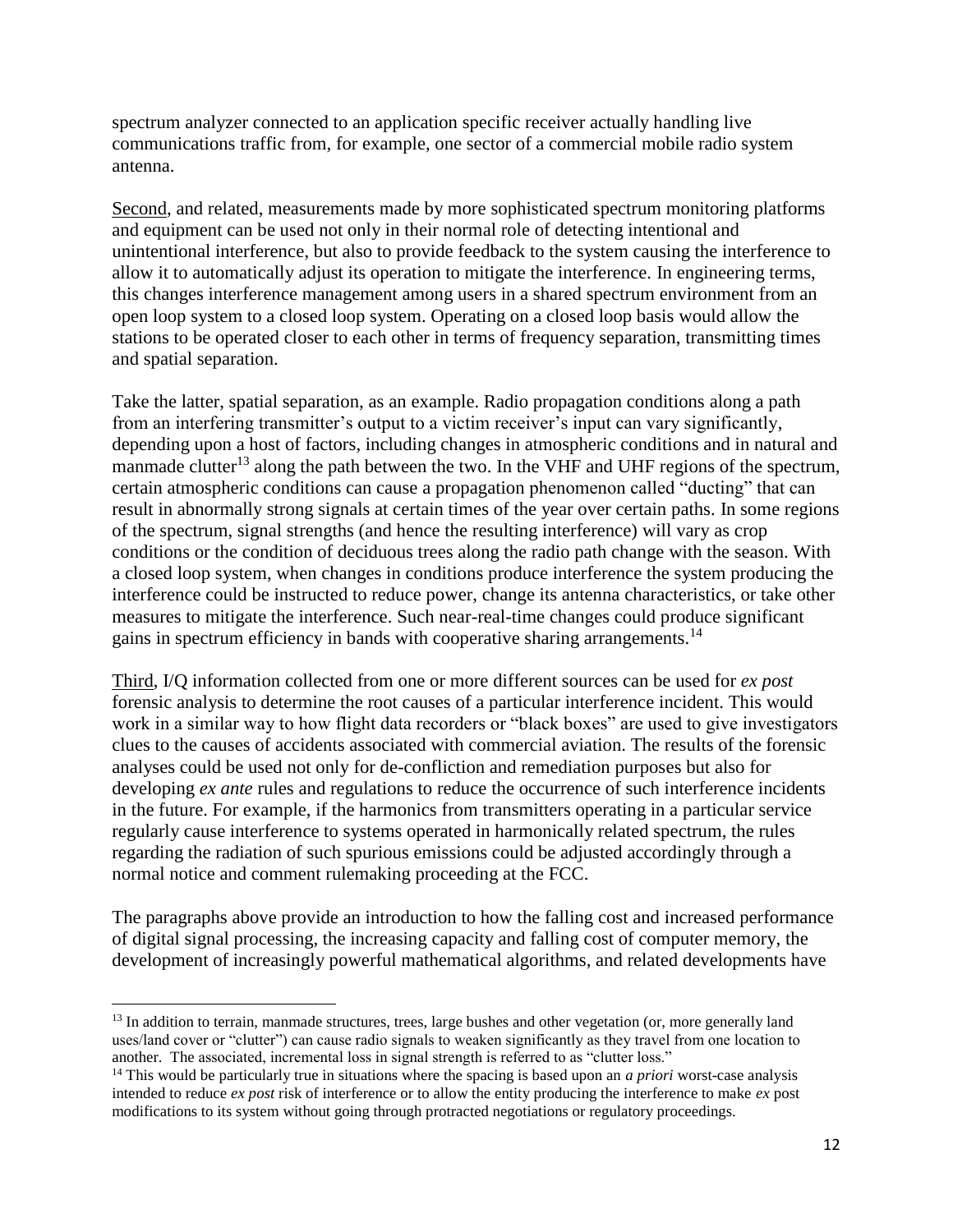spectrum analyzer connected to an application specific receiver actually handling live communications traffic from, for example, one sector of a commercial mobile radio system antenna.

Second, and related, measurements made by more sophisticated spectrum monitoring platforms and equipment can be used not only in their normal role of detecting intentional and unintentional interference, but also to provide feedback to the system causing the interference to allow it to automatically adjust its operation to mitigate the interference. In engineering terms, this changes interference management among users in a shared spectrum environment from an open loop system to a closed loop system. Operating on a closed loop basis would allow the stations to be operated closer to each other in terms of frequency separation, transmitting times and spatial separation.

Take the latter, spatial separation, as an example. Radio propagation conditions along a path from an interfering transmitter's output to a victim receiver's input can vary significantly, depending upon a host of factors, including changes in atmospheric conditions and in natural and manmade clutter[13] along the path between the two. In the VHF and UHF regions of the spectrum, certain atmospheric conditions can cause a propagation phenomenon called "ducting" that can result in abnormally strong signals at certain times of the year over certain paths. In some regions of the spectrum, signal strengths (and hence the resulting interference) will vary as crop conditions or the condition of deciduous trees along the radio path change with the season. With a closed loop system, when changes in conditions produce interference the system producing the interference could be instructed to reduce power, change its antenna characteristics, or take other measures to mitigate the interference. Such near-real-time changes could produce significant gains in spectrum efficiency in bands with cooperative sharing arrangements.[14]

Third, I/Q information collected from one or more different sources can be used for *ex post* forensic analysis to determine the root causes of a particular interference incident. This would work in a similar way to how flight data recorders or "black boxes" are used to give investigators clues to the causes of accidents associated with commercial aviation. The results of the forensic analyses could be used not only for de-confliction and remediation purposes but also for developing *ex ante* rules and regulations to reduce the occurrence of such interference incidents in the future. For example, if the harmonics from transmitters operating in a particular service regularly cause interference to systems operated in harmonically related spectrum, the rules regarding the radiation of such spurious emissions could be adjusted accordingly through a normal notice and comment rulemaking proceeding at the FCC.

The paragraphs above provide an introduction to how the falling cost and increased performance of digital signal processing, the increasing capacity and falling cost of computer memory, the development of increasingly powerful mathematical algorithms, and related developments have

[13] In addition to terrain, manmade structures, trees, large bushes and other vegetation (or, more generally land uses/land cover or "clutter") can cause radio signals to weaken significantly as they travel from one location to another. The associated, incremental loss in signal strength is referred to as "clutter loss."

[14] This would be particularly true in situations where the spacing is based upon an *a priori* worst-case analysis intended to reduce *ex post* risk of interference or to allow the entity producing the interference to make *ex* post modifications to its system without going through protracted negotiations or regulatory proceedings.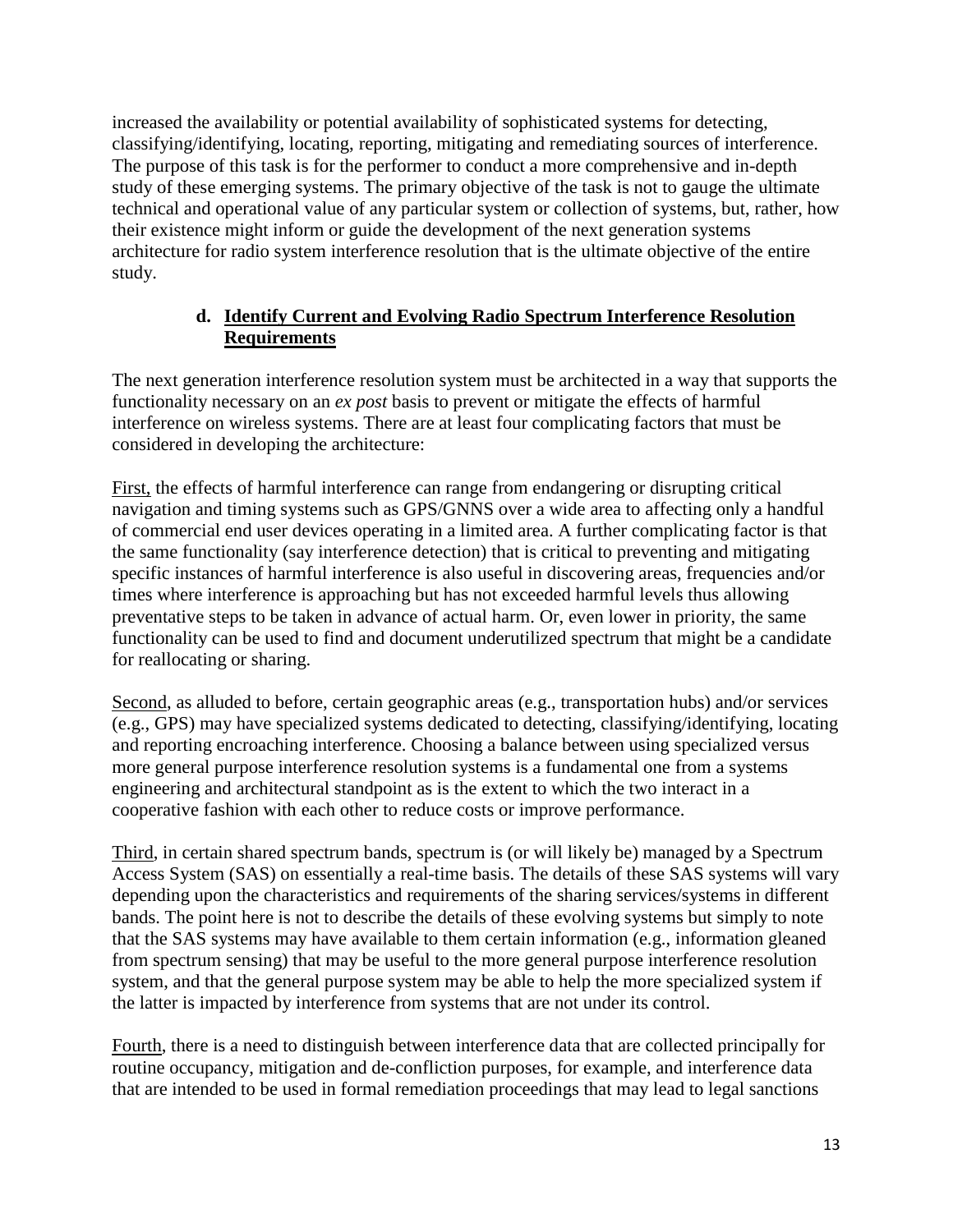increased the availability or potential availability of sophisticated systems for detecting, classifying/identifying, locating, reporting, mitigating and remediating sources of interference. The purpose of this task is for the performer to conduct a more comprehensive and in-depth study of these emerging systems. The primary objective of the task is not to gauge the ultimate technical and operational value of any particular system or collection of systems, but, rather, how their existence might inform or guide the development of the next generation systems architecture for radio system interference resolution that is the ultimate objective of the entire study.

### d. Identify Current and Evolving Radio Spectrum Interference Resolution Requirements

The next generation interference resolution system must be architected in a way that supports the functionality necessary on an *ex post* basis to prevent or mitigate the effects of harmful interference on wireless systems. There are at least four complicating factors that must be considered in developing the architecture:

First, the effects of harmful interference can range from endangering or disrupting critical navigation and timing systems such as GPS/GNNS over a wide area to affecting only a handful of commercial end user devices operating in a limited area. A further complicating factor is that the same functionality (say interference detection) that is critical to preventing and mitigating specific instances of harmful interference is also useful in discovering areas, frequencies and/or times where interference is approaching but has not exceeded harmful levels thus allowing preventative steps to be taken in advance of actual harm. Or, even lower in priority, the same functionality can be used to find and document underutilized spectrum that might be a candidate for reallocating or sharing.

Second, as alluded to before, certain geographic areas (e.g., transportation hubs) and/or services (e.g., GPS) may have specialized systems dedicated to detecting, classifying/identifying, locating and reporting encroaching interference. Choosing a balance between using specialized versus more general purpose interference resolution systems is a fundamental one from a systems engineering and architectural standpoint as is the extent to which the two interact in a cooperative fashion with each other to reduce costs or improve performance.

Third, in certain shared spectrum bands, spectrum is (or will likely be) managed by a Spectrum Access System (SAS) on essentially a real-time basis. The details of these SAS systems will vary depending upon the characteristics and requirements of the sharing services/systems in different bands. The point here is not to describe the details of these evolving systems but simply to note that the SAS systems may have available to them certain information (e.g., information gleaned from spectrum sensing) that may be useful to the more general purpose interference resolution system, and that the general purpose system may be able to help the more specialized system if the latter is impacted by interference from systems that are not under its control.

Fourth, there is a need to distinguish between interference data that are collected principally for routine occupancy, mitigation and de-confliction purposes, for example, and interference data that are intended to be used in formal remediation proceedings that may lead to legal sanctions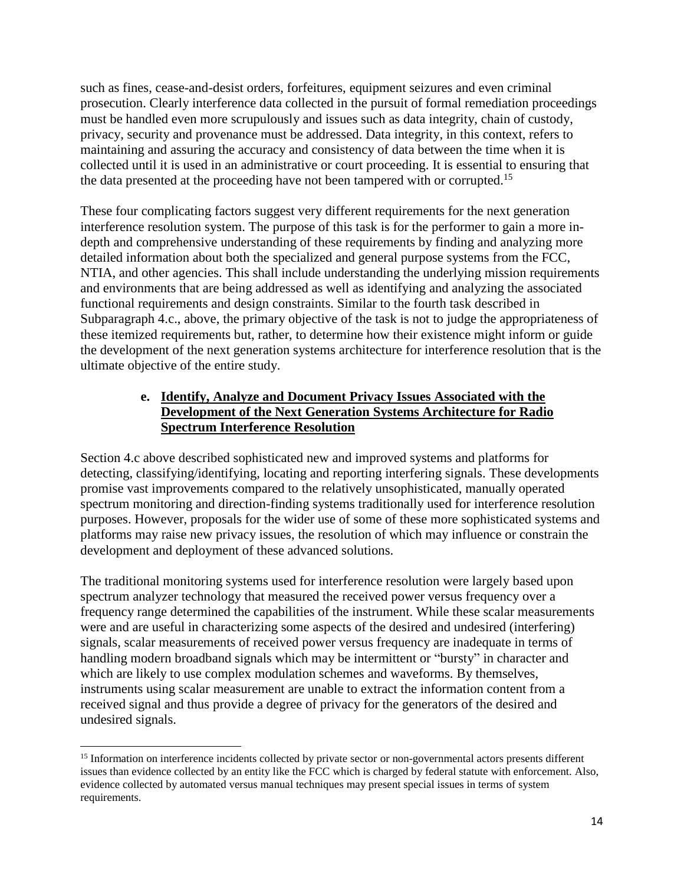such as fines, cease-and-desist orders, forfeitures, equipment seizures and even criminal prosecution. Clearly interference data collected in the pursuit of formal remediation proceedings must be handled even more scrupulously and issues such as data integrity, chain of custody, privacy, security and provenance must be addressed. Data integrity, in this context, refers to maintaining and assuring the accuracy and consistency of data between the time when it is collected until it is used in an administrative or court proceeding. It is essential to ensuring that the data presented at the proceeding have not been tampered with or corrupted.[15]

These four complicating factors suggest very different requirements for the next generation interference resolution system. The purpose of this task is for the performer to gain a more in-depth and comprehensive understanding of these requirements by finding and analyzing more detailed information about both the specialized and general purpose systems from the FCC, NTIA, and other agencies. This shall include understanding the underlying mission requirements and environments that are being addressed as well as identifying and analyzing the associated functional requirements and design constraints. Similar to the fourth task described in Subparagraph 4.c., above, the primary objective of the task is not to judge the appropriateness of these itemized requirements but, rather, to determine how their existence might inform or guide the development of the next generation systems architecture for interference resolution that is the ultimate objective of the entire study.

### e. Identify, Analyze and Document Privacy Issues Associated with the Development of the Next Generation Systems Architecture for Radio Spectrum Interference Resolution

Section 4.c above described sophisticated new and improved systems and platforms for detecting, classifying/identifying, locating and reporting interfering signals. These developments promise vast improvements compared to the relatively unsophisticated, manually operated spectrum monitoring and direction-finding systems traditionally used for interference resolution purposes. However, proposals for the wider use of some of these more sophisticated systems and platforms may raise new privacy issues, the resolution of which may influence or constrain the development and deployment of these advanced solutions.

The traditional monitoring systems used for interference resolution were largely based upon spectrum analyzer technology that measured the received power versus frequency over a frequency range determined the capabilities of the instrument. While these scalar measurements were and are useful in characterizing some aspects of the desired and undesired (interfering) signals, scalar measurements of received power versus frequency are inadequate in terms of handling modern broadband signals which may be intermittent or "bursty" in character and which are likely to use complex modulation schemes and waveforms. By themselves, instruments using scalar measurement are unable to extract the information content from a received signal and thus provide a degree of privacy for the generators of the desired and undesired signals.

[15] Information on interference incidents collected by private sector or non-governmental actors presents different issues than evidence collected by an entity like the FCC which is charged by federal statute with enforcement. Also, evidence collected by automated versus manual techniques may present special issues in terms of system requirements.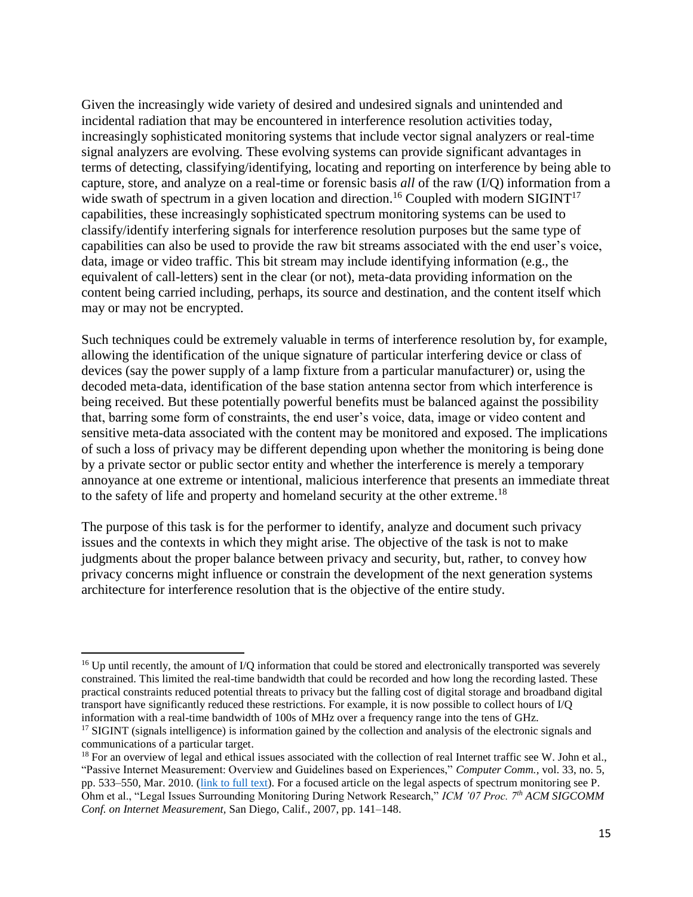Given the increasingly wide variety of desired and undesired signals and unintended and incidental radiation that may be encountered in interference resolution activities today, increasingly sophisticated monitoring systems that include vector signal analyzers or real-time signal analyzers are evolving. These evolving systems can provide significant advantages in terms of detecting, classifying/identifying, locating and reporting on interference by being able to capture, store, and analyze on a real-time or forensic basis *all* of the raw (I/Q) information from a wide swath of spectrum in a given location and direction.[16] Coupled with modern SIGINT[17] capabilities, these increasingly sophisticated spectrum monitoring systems can be used to classify/identify interfering signals for interference resolution purposes but the same type of capabilities can also be used to provide the raw bit streams associated with the end user's voice, data, image or video traffic. This bit stream may include identifying information (e.g., the equivalent of call-letters) sent in the clear (or not), meta-data providing information on the content being carried including, perhaps, its source and destination, and the content itself which may or may not be encrypted.

Such techniques could be extremely valuable in terms of interference resolution by, for example, allowing the identification of the unique signature of particular interfering device or class of devices (say the power supply of a lamp fixture from a particular manufacturer) or, using the decoded meta-data, identification of the base station antenna sector from which interference is being received. But these potentially powerful benefits must be balanced against the possibility that, barring some form of constraints, the end user's voice, data, image or video content and sensitive meta-data associated with the content may be monitored and exposed. The implications of such a loss of privacy may be different depending upon whether the monitoring is being done by a private sector or public sector entity and whether the interference is merely a temporary annoyance at one extreme or intentional, malicious interference that presents an immediate threat to the safety of life and property and homeland security at the other extreme.[18]

The purpose of this task is for the performer to identify, analyze and document such privacy issues and the contexts in which they might arise. The objective of the task is not to make judgments about the proper balance between privacy and security, but, rather, to convey how privacy concerns might influence or constrain the development of the next generation systems architecture for interference resolution that is the objective of the entire study.

---

[16] Up until recently, the amount of I/Q information that could be stored and electronically transported was severely constrained. This limited the real-time bandwidth that could be recorded and how long the recording lasted. These practical constraints reduced potential threats to privacy but the falling cost of digital storage and broadband digital transport have significantly reduced these restrictions. For example, it is now possible to collect hours of I/Q information with a real-time bandwidth of 100s of MHz over a frequency range into the tens of GHz.

[17] SIGINT (signals intelligence) is information gained by the collection and analysis of the electronic signals and communications of a particular target.

[18] For an overview of legal and ethical issues associated with the collection of real Internet traffic see W. John et al., "Passive Internet Measurement: Overview and Guidelines based on Experiences," *Computer Comm.,* vol. 33, no. 5, pp. 533–550, Mar. 2010. (link to full text). For a focused article on the legal aspects of spectrum monitoring see P. Ohm et al., "Legal Issues Surrounding Monitoring During Network Research," *ICM '07 Proc. 7th ACM SIGCOMM Conf. on Internet Measurement*, San Diego, Calif., 2007, pp. 141–148.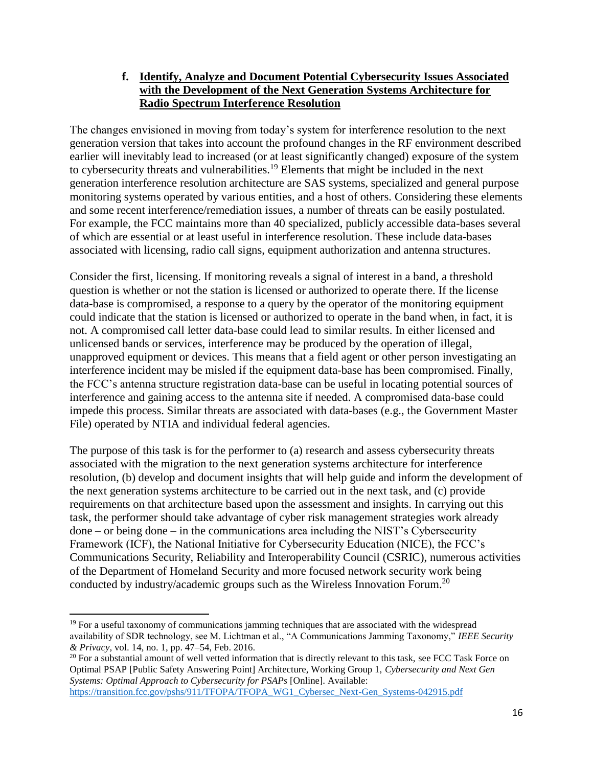### f. Identify, Analyze and Document Potential Cybersecurity Issues Associated with the Development of the Next Generation Systems Architecture for Radio Spectrum Interference Resolution

The changes envisioned in moving from today's system for interference resolution to the next generation version that takes into account the profound changes in the RF environment described earlier will inevitably lead to increased (or at least significantly changed) exposure of the system to cybersecurity threats and vulnerabilities.[19] Elements that might be included in the next generation interference resolution architecture are SAS systems, specialized and general purpose monitoring systems operated by various entities, and a host of others. Considering these elements and some recent interference/remediation issues, a number of threats can be easily postulated. For example, the FCC maintains more than 40 specialized, publicly accessible data-bases several of which are essential or at least useful in interference resolution. These include data-bases associated with licensing, radio call signs, equipment authorization and antenna structures.

Consider the first, licensing. If monitoring reveals a signal of interest in a band, a threshold question is whether or not the station is licensed or authorized to operate there. If the license data-base is compromised, a response to a query by the operator of the monitoring equipment could indicate that the station is licensed or authorized to operate in the band when, in fact, it is not. A compromised call letter data-base could lead to similar results. In either licensed and unlicensed bands or services, interference may be produced by the operation of illegal, unapproved equipment or devices. This means that a field agent or other person investigating an interference incident may be misled if the equipment data-base has been compromised. Finally, the FCC's antenna structure registration data-base can be useful in locating potential sources of interference and gaining access to the antenna site if needed. A compromised data-base could impede this process. Similar threats are associated with data-bases (e.g., the Government Master File) operated by NTIA and individual federal agencies.

The purpose of this task is for the performer to (a) research and assess cybersecurity threats associated with the migration to the next generation systems architecture for interference resolution, (b) develop and document insights that will help guide and inform the development of the next generation systems architecture to be carried out in the next task, and (c) provide requirements on that architecture based upon the assessment and insights. In carrying out this task, the performer should take advantage of cyber risk management strategies work already done – or being done – in the communications area including the NIST's Cybersecurity Framework (ICF), the National Initiative for Cybersecurity Education (NICE), the FCC's Communications Security, Reliability and Interoperability Council (CSRIC), numerous activities of the Department of Homeland Security and more focused network security work being conducted by industry/academic groups such as the Wireless Innovation Forum.[20]

---

[19] For a useful taxonomy of communications jamming techniques that are associated with the widespread availability of SDR technology, see M. Lichtman et al., "A Communications Jamming Taxonomy," *IEEE Security & Privacy*, vol. 14, no. 1, pp. 47–54, Feb. 2016.

[20] For a substantial amount of well vetted information that is directly relevant to this task, see FCC Task Force on Optimal PSAP [Public Safety Answering Point] Architecture, Working Group 1, *Cybersecurity and Next Gen Systems: Optimal Approach to Cybersecurity for PSAPs* [Online]. Available: https://transition.fcc.gov/pshs/911/TFOPA/TFOPA_WG1_Cybersec_Next-Gen_Systems-042915.pdf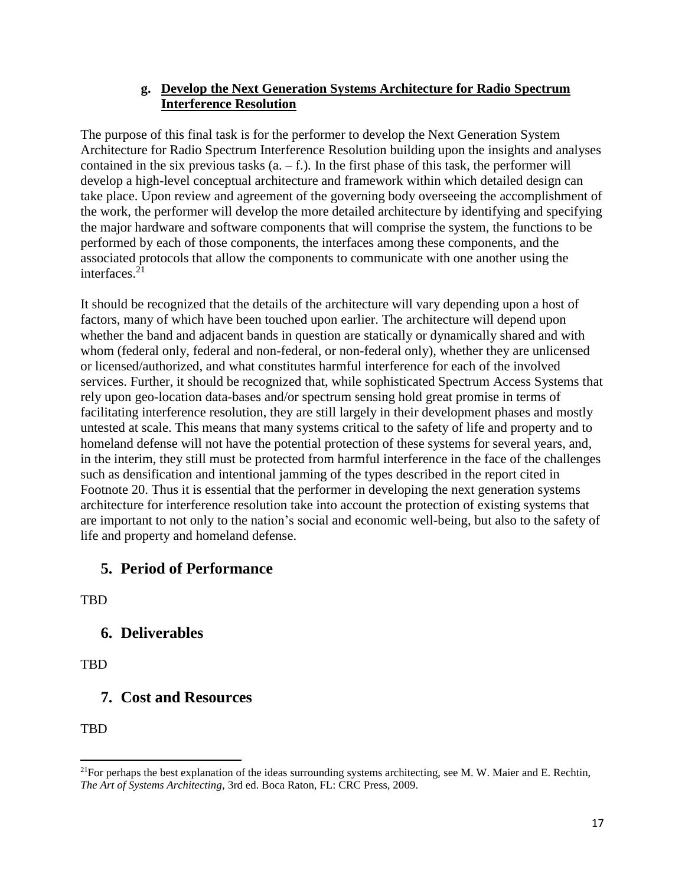#### g. Develop the Next Generation Systems Architecture for Radio Spectrum Interference Resolution

The purpose of this final task is for the performer to develop the Next Generation System Architecture for Radio Spectrum Interference Resolution building upon the insights and analyses contained in the six previous tasks (a. – f.). In the first phase of this task, the performer will develop a high-level conceptual architecture and framework within which detailed design can take place. Upon review and agreement of the governing body overseeing the accomplishment of the work, the performer will develop the more detailed architecture by identifying and specifying the major hardware and software components that will comprise the system, the functions to be performed by each of those components, the interfaces among these components, and the associated protocols that allow the components to communicate with one another using the interfaces.[21]

It should be recognized that the details of the architecture will vary depending upon a host of factors, many of which have been touched upon earlier. The architecture will depend upon whether the band and adjacent bands in question are statically or dynamically shared and with whom (federal only, federal and non-federal, or non-federal only), whether they are unlicensed or licensed/authorized, and what constitutes harmful interference for each of the involved services. Further, it should be recognized that, while sophisticated Spectrum Access Systems that rely upon geo-location data-bases and/or spectrum sensing hold great promise in terms of facilitating interference resolution, they are still largely in their development phases and mostly untested at scale. This means that many systems critical to the safety of life and property and to homeland defense will not have the potential protection of these systems for several years, and, in the interim, they still must be protected from harmful interference in the face of the challenges such as densification and intentional jamming of the types described in the report cited in Footnote 20. Thus it is essential that the performer in developing the next generation systems architecture for interference resolution take into account the protection of existing systems that are important to not only to the nation's social and economic well-being, but also to the safety of life and property and homeland defense.

## 5. Period of Performance

TBD

## 6. Deliverables

TBD

## 7. Cost and Resources

TBD

[21] For perhaps the best explanation of the ideas surrounding systems architecting, see M. W. Maier and E. Rechtin, *The Art of Systems Architecting,* 3rd ed. Boca Raton, FL: CRC Press, 2009.